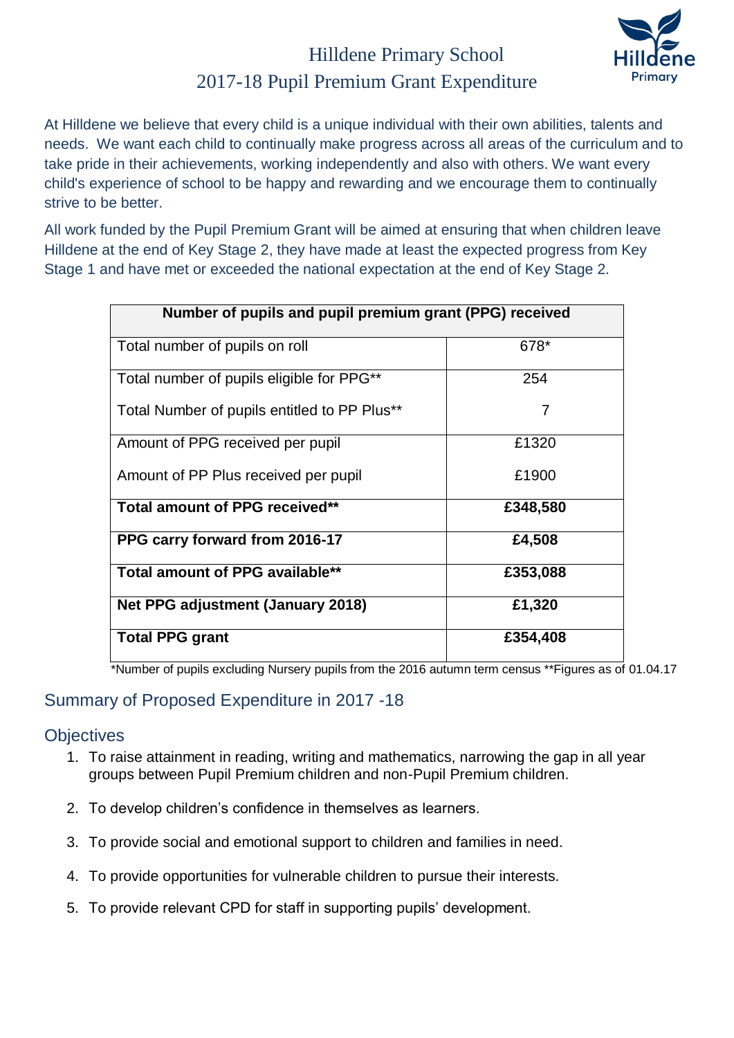# Hilldene Primary School
## 2017-18 Pupil Premium Grant Expenditure

At Hilldene we believe that every child is a unique individual with their own abilities, talents and needs. We want each child to continually make progress across all areas of the curriculum and to take pride in their achievements, working independently and also with others. We want every child's experience of school to be happy and rewarding and we encourage them to continually strive to be better.

All work funded by the Pupil Premium Grant will be aimed at ensuring that when children leave Hilldene at the end of Key Stage 2, they have made at least the expected progress from Key Stage 1 and have met or exceeded the national expectation at the end of Key Stage 2.

| **Number of pupils and pupil premium grant (PPG) received** | |
|---|---|
| Total number of pupils on roll | 678* |
| Total number of pupils eligible for PPG** | 254 |
| Total Number of pupils entitled to PP Plus** | 7 |
| Amount of PPG received per pupil | £1320 |
| Amount of PP Plus received per pupil | £1900 |
| **Total amount of PPG received**** | **£348,580** |
| **PPG carry forward from 2016-17** | **£4,508** |
| **Total amount of PPG available**** | **£353,088** |
| **Net PPG adjustment (January 2018)** | **£1,320** |
| **Total PPG grant** | **£354,408** |

*Number of pupils excluding Nursery pupils from the 2016 autumn term census **Figures as of 01.04.17

## Summary of Proposed Expenditure in 2017 -18

### Objectives

1. To raise attainment in reading, writing and mathematics, narrowing the gap in all year groups between Pupil Premium children and non-Pupil Premium children.
2. To develop children's confidence in themselves as learners.
3. To provide social and emotional support to children and families in need.
4. To provide opportunities for vulnerable children to pursue their interests.
5. To provide relevant CPD for staff in supporting pupils' development.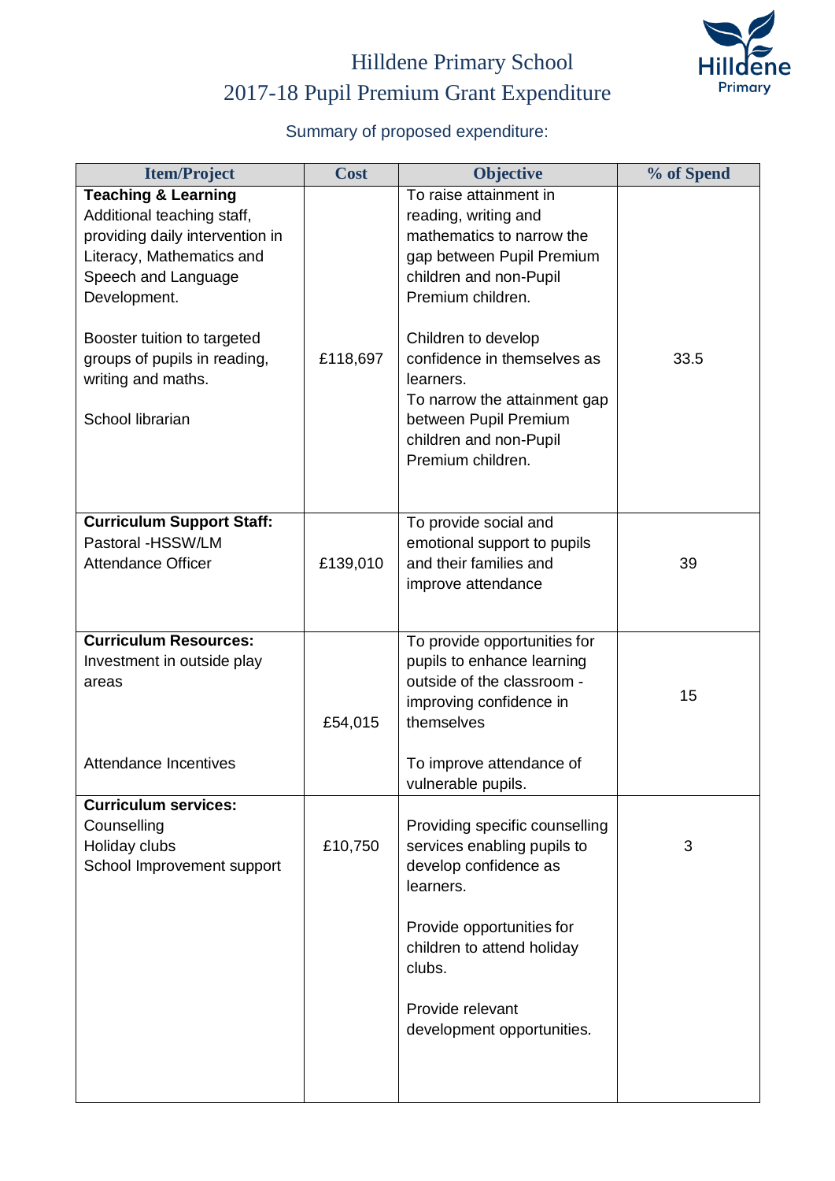# Hilldene Primary School
## 2017-18 Pupil Premium Grant Expenditure

Summary of proposed expenditure:

| Item/Project | Cost | Objective | % of Spend |
|---|---|---|---|
| **Teaching & Learning**<br>Additional teaching staff, providing daily intervention in Literacy, Mathematics and Speech and Language Development.<br><br>Booster tuition to targeted groups of pupils in reading, writing and maths.<br><br>School librarian | £118,697 | To raise attainment in reading, writing and mathematics to narrow the gap between Pupil Premium children and non-Pupil Premium children.<br><br>Children to develop confidence in themselves as learners.<br>To narrow the attainment gap between Pupil Premium children and non-Pupil Premium children. | 33.5 |
| **Curriculum Support Staff:**<br>Pastoral -HSSW/LM<br>Attendance Officer | £139,010 | To provide social and emotional support to pupils and their families and improve attendance | 39 |
| **Curriculum Resources:**<br>Investment in outside play areas<br><br>Attendance Incentives | £54,015 | To provide opportunities for pupils to enhance learning outside of the classroom - improving confidence in themselves<br><br>To improve attendance of vulnerable pupils. | 15 |
| **Curriculum services:**<br>Counselling<br>Holiday clubs<br>School Improvement support | £10,750 | Providing specific counselling services enabling pupils to develop confidence as learners.<br><br>Provide opportunities for children to attend holiday clubs.<br><br>Provide relevant development opportunities. | 3 |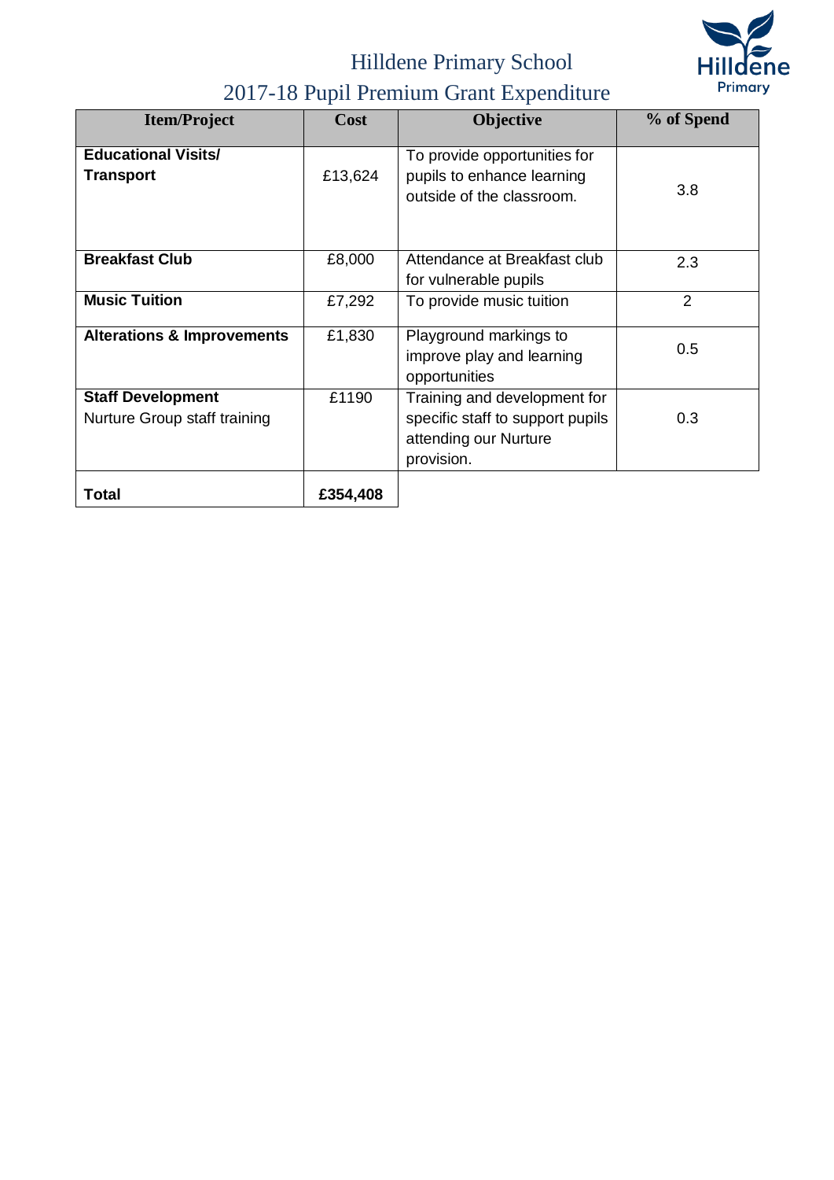# Hilldene Primary School

## 2017-18 Pupil Premium Grant Expenditure

| Item/Project | Cost | Objective | % of Spend |
|---|---|---|---|
| **Educational Visits/ Transport** | £13,624 | To provide opportunities for pupils to enhance learning outside of the classroom. | 3.8 |
| **Breakfast Club** | £8,000 | Attendance at Breakfast club for vulnerable pupils | 2.3 |
| **Music Tuition** | £7,292 | To provide music tuition | 2 |
| **Alterations & Improvements** | £1,830 | Playground markings to improve play and learning opportunities | 0.5 |
| **Staff Development** Nurture Group staff training | £1190 | Training and development for specific staff to support pupils attending our Nurture provision. | 0.3 |
| **Total** | **£354,408** | | |